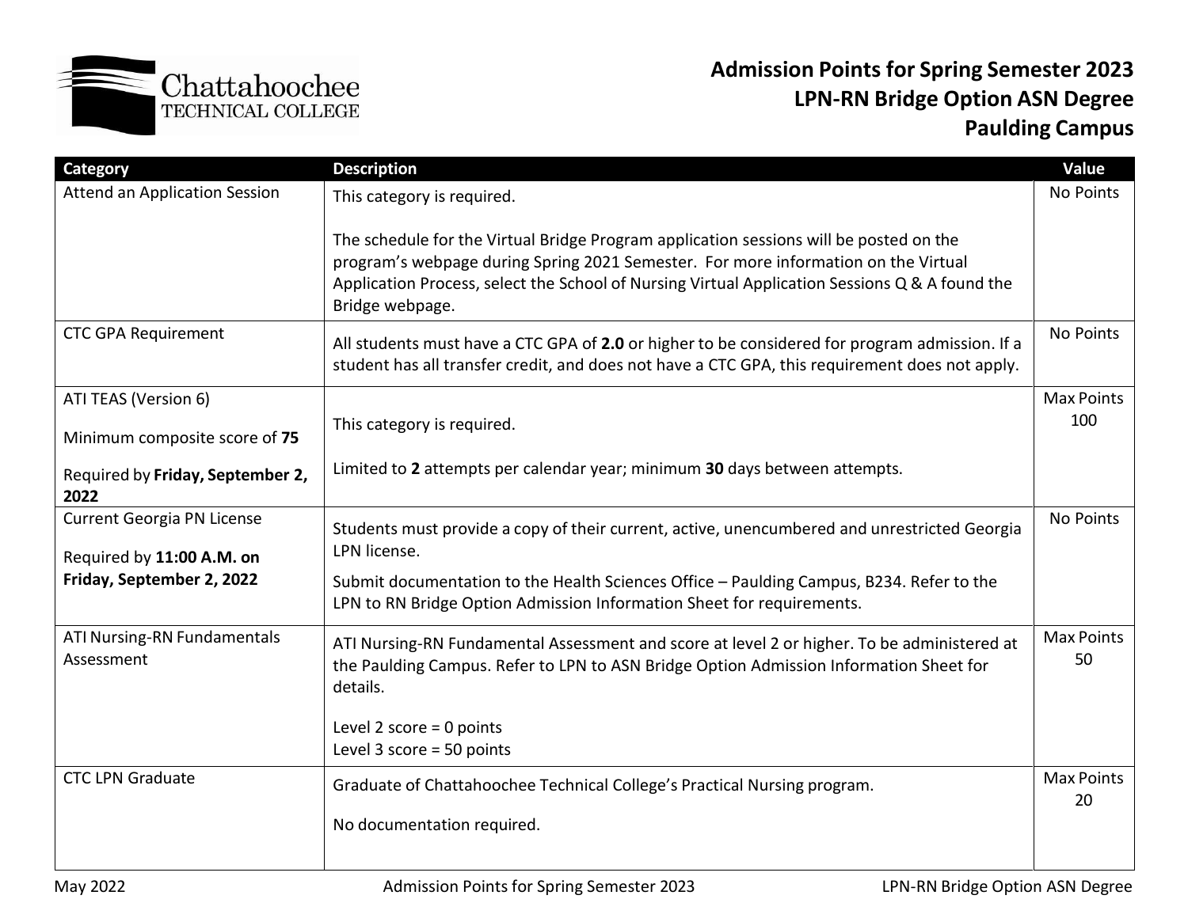# Admission Points for Spring Semester 2023
## LPN-RN Bridge Option ASN Degree
## Paulding Campus

| Category | Description | Value |
|---|---|---|
| Attend an Application Session | This category is required.<br><br>The schedule for the Virtual Bridge Program application sessions will be posted on the program's webpage during Spring 2021 Semester. For more information on the Virtual Application Process, select the School of Nursing Virtual Application Sessions Q & A found the Bridge webpage. | No Points |
| CTC GPA Requirement | All students must have a CTC GPA of **2.0** or higher to be considered for program admission. If a student has all transfer credit, and does not have a CTC GPA, this requirement does not apply. | No Points |
| ATI TEAS (Version 6)<br><br>Minimum composite score of **75**<br><br>Required by **Friday, September 2, 2022** | This category is required.<br><br>Limited to **2** attempts per calendar year; minimum **30** days between attempts. | Max Points 100 |
| Current Georgia PN License<br><br>Required by **11:00 A.M. on Friday, September 2, 2022** | Students must provide a copy of their current, active, unencumbered and unrestricted Georgia LPN license.<br><br>Submit documentation to the Health Sciences Office – Paulding Campus, B234. Refer to the LPN to RN Bridge Option Admission Information Sheet for requirements. | No Points |
| ATI Nursing-RN Fundamentals Assessment | ATI Nursing-RN Fundamental Assessment and score at level 2 or higher. To be administered at the Paulding Campus. Refer to LPN to ASN Bridge Option Admission Information Sheet for details.<br><br>Level 2 score = 0 points<br>Level 3 score = 50 points | Max Points 50 |
| CTC LPN Graduate | Graduate of Chattahoochee Technical College's Practical Nursing program.<br><br>No documentation required. | Max Points 20 |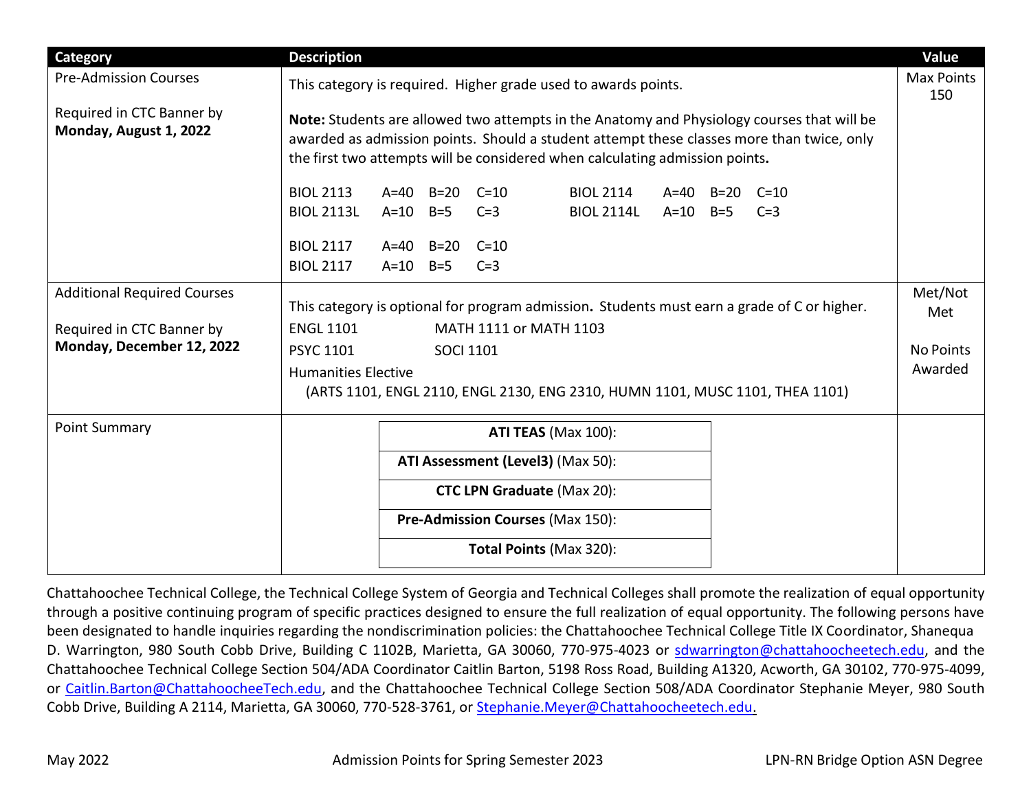| Category | Description | Value |
|---|---|---|
| Pre-Admission Courses<br><br>Required in CTC Banner by **Monday, August 1, 2022** | This category is required. Higher grade used to awards points.<br><br>**Note:** Students are allowed two attempts in the Anatomy and Physiology courses that will be awarded as admission points. Should a student attempt these classes more than twice, only the first two attempts will be considered when calculating admission points.<br><br>BIOL 2113 A=40 B=20 C=10 &nbsp;&nbsp;&nbsp; BIOL 2114 A=40 B=20 C=10<br>BIOL 2113L A=10 B=5 C=3 &nbsp;&nbsp;&nbsp; BIOL 2114L A=10 B=5 C=3<br><br>BIOL 2117 A=40 B=20 C=10<br>BIOL 2117 A=10 B=5 C=3 | Max Points 150 |
| Additional Required Courses<br><br>Required in CTC Banner by **Monday, December 12, 2022** | This category is optional for program admission. Students must earn a grade of C or higher.<br>ENGL 1101 &nbsp;&nbsp;&nbsp; MATH 1111 or MATH 1103<br>PSYC 1101 &nbsp;&nbsp;&nbsp; SOCI 1101<br>Humanities Elective<br>(ARTS 1101, ENGL 2110, ENGL 2130, ENG 2310, HUMN 1101, MUSC 1101, THEA 1101) | Met/Not Met<br><br>No Points Awarded |
| Point Summary | **ATI TEAS** (Max 100):<br>**ATI Assessment (Level3)** (Max 50):<br>**CTC LPN Graduate** (Max 20):<br>**Pre-Admission Courses** (Max 150):<br>**Total Points** (Max 320): | |

Chattahoochee Technical College, the Technical College System of Georgia and Technical Colleges shall promote the realization of equal opportunity through a positive continuing program of specific practices designed to ensure the full realization of equal opportunity. The following persons have been designated to handle inquiries regarding the nondiscrimination policies: the Chattahoochee Technical College Title IX Coordinator, Shanequa D. Warrington, 980 South Cobb Drive, Building C 1102B, Marietta, GA 30060, 770-975-4023 or sdwarrington@chattahoocheetech.edu, and the Chattahoochee Technical College Section 504/ADA Coordinator Caitlin Barton, 5198 Ross Road, Building A1320, Acworth, GA 30102, 770-975-4099, or Caitlin.Barton@ChattahoocheeTech.edu, and the Chattahoochee Technical College Section 508/ADA Coordinator Stephanie Meyer, 980 South Cobb Drive, Building A 2114, Marietta, GA 30060, 770-528-3761, or Stephanie.Meyer@Chattahoocheetech.edu.